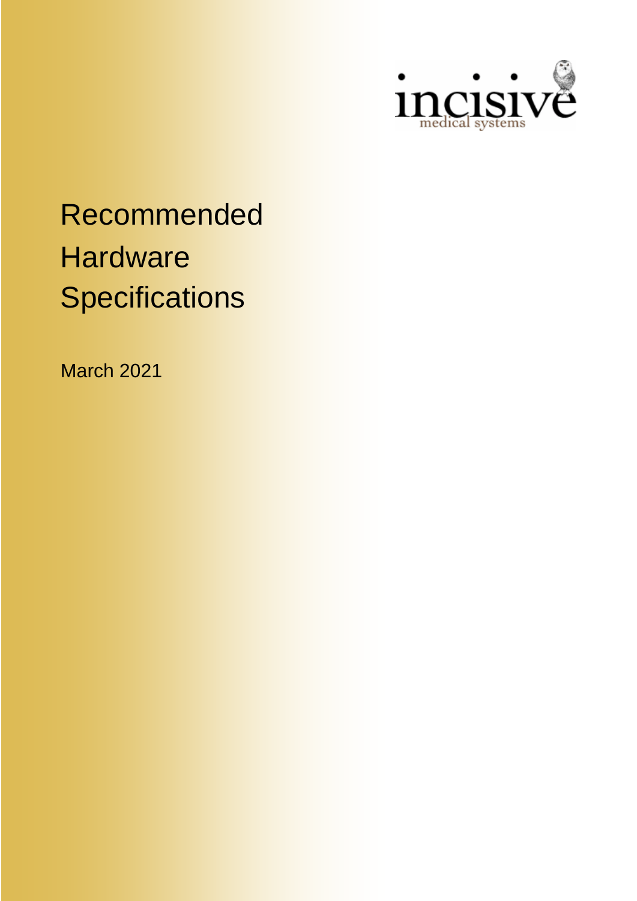incisive medical systems

# Recommended Hardware Specifications

March 2021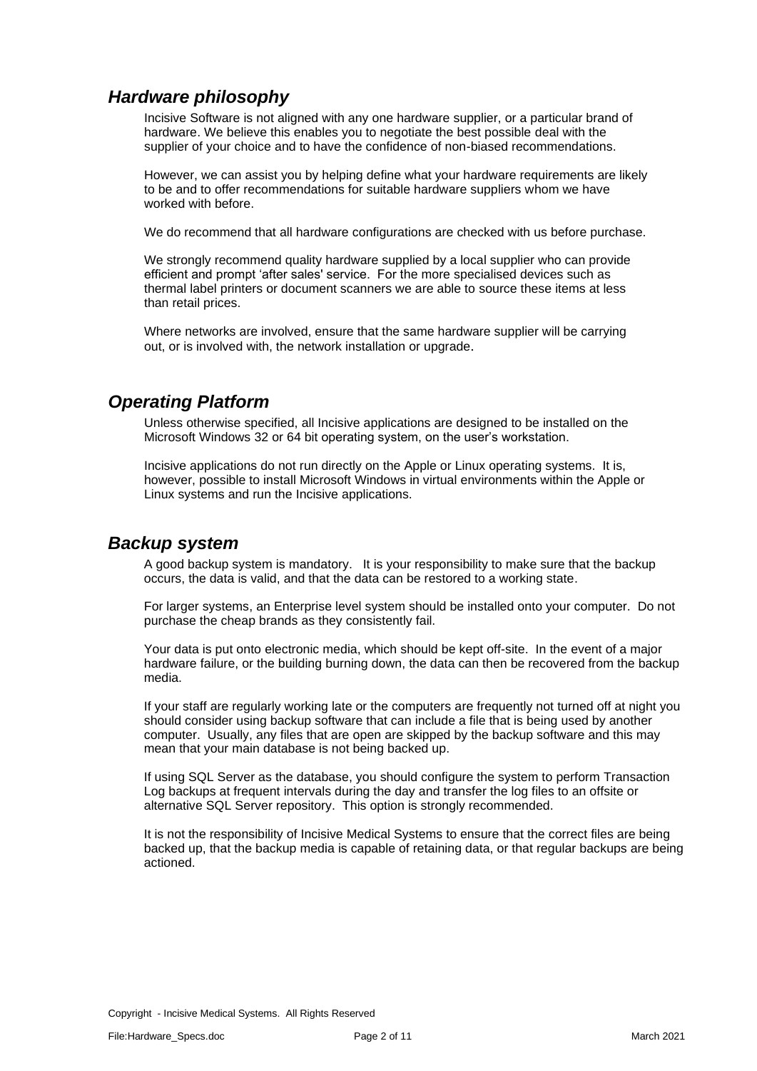## *Hardware philosophy*

Incisive Software is not aligned with any one hardware supplier, or a particular brand of hardware. We believe this enables you to negotiate the best possible deal with the supplier of your choice and to have the confidence of non-biased recommendations.

However, we can assist you by helping define what your hardware requirements are likely to be and to offer recommendations for suitable hardware suppliers whom we have worked with before.

We do recommend that all hardware configurations are checked with us before purchase.

We strongly recommend quality hardware supplied by a local supplier who can provide efficient and prompt 'after sales' service. For the more specialised devices such as thermal label printers or document scanners we are able to source these items at less than retail prices.

Where networks are involved, ensure that the same hardware supplier will be carrying out, or is involved with, the network installation or upgrade.

## *Operating Platform*

Unless otherwise specified, all Incisive applications are designed to be installed on the Microsoft Windows 32 or 64 bit operating system, on the user's workstation.

Incisive applications do not run directly on the Apple or Linux operating systems. It is, however, possible to install Microsoft Windows in virtual environments within the Apple or Linux systems and run the Incisive applications.

## *Backup system*

A good backup system is mandatory. It is your responsibility to make sure that the backup occurs, the data is valid, and that the data can be restored to a working state.

For larger systems, an Enterprise level system should be installed onto your computer. Do not purchase the cheap brands as they consistently fail.

Your data is put onto electronic media, which should be kept off-site. In the event of a major hardware failure, or the building burning down, the data can then be recovered from the backup media.

If your staff are regularly working late or the computers are frequently not turned off at night you should consider using backup software that can include a file that is being used by another computer. Usually, any files that are open are skipped by the backup software and this may mean that your main database is not being backed up.

If using SQL Server as the database, you should configure the system to perform Transaction Log backups at frequent intervals during the day and transfer the log files to an offsite or alternative SQL Server repository. This option is strongly recommended.

It is not the responsibility of Incisive Medical Systems to ensure that the correct files are being backed up, that the backup media is capable of retaining data, or that regular backups are being actioned.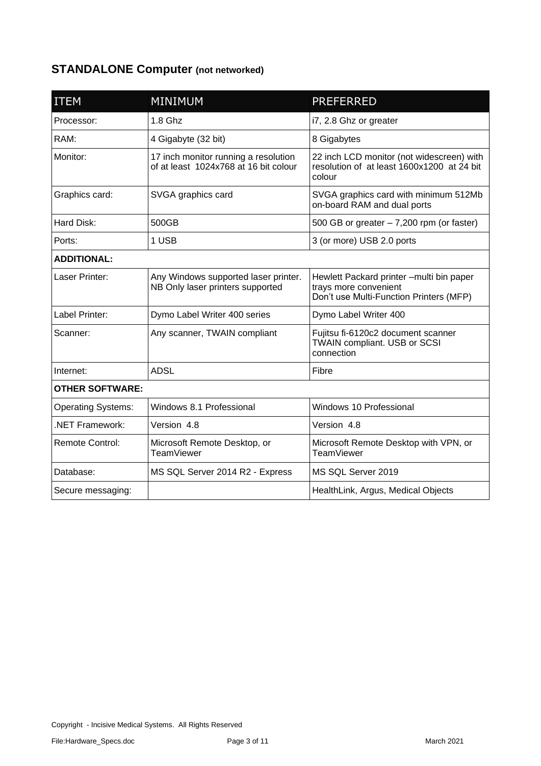## STANDALONE Computer (not networked)

| ITEM | MINIMUM | PREFERRED |
|---|---|---|
| Processor: | 1.8 Ghz | i7, 2.8 Ghz or greater |
| RAM: | 4 Gigabyte (32 bit) | 8 Gigabytes |
| Monitor: | 17 inch monitor running a resolution of at least 1024x768 at 16 bit colour | 22 inch LCD monitor (not widescreen) with resolution of at least 1600x1200 at 24 bit colour |
| Graphics card: | SVGA graphics card | SVGA graphics card with minimum 512Mb on-board RAM and dual ports |
| Hard Disk: | 500GB | 500 GB or greater – 7,200 rpm (or faster) |
| Ports: | 1 USB | 3 (or more) USB 2.0 ports |
| **ADDITIONAL:** | | |
| Laser Printer: | Any Windows supported laser printer. NB Only laser printers supported | Hewlett Packard printer –multi bin paper trays more convenient Don't use Multi-Function Printers (MFP) |
| Label Printer: | Dymo Label Writer 400 series | Dymo Label Writer 400 |
| Scanner: | Any scanner, TWAIN compliant | Fujitsu fi-6120c2 document scanner TWAIN compliant. USB or SCSI connection |
| Internet: | ADSL | Fibre |
| **OTHER SOFTWARE:** | | |
| Operating Systems: | Windows 8.1 Professional | Windows 10 Professional |
| .NET Framework: | Version 4.8 | Version 4.8 |
| Remote Control: | Microsoft Remote Desktop, or TeamViewer | Microsoft Remote Desktop with VPN, or TeamViewer |
| Database: | MS SQL Server 2014 R2 - Express | MS SQL Server 2019 |
| Secure messaging: | | HealthLink, Argus, Medical Objects |

Copyright - Incisive Medical Systems. All Rights Reserved

File:Hardware_Specs.doc March 2021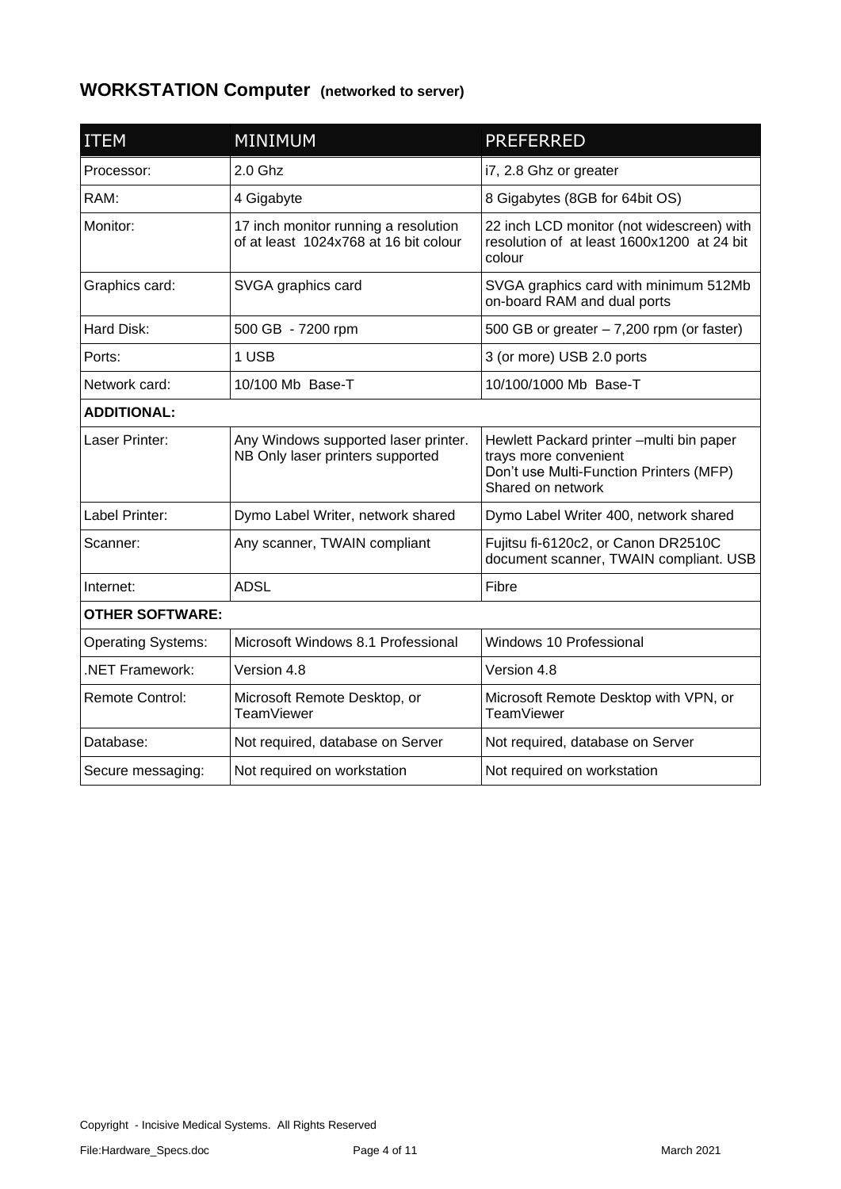## WORKSTATION Computer **(networked to server)**

| ITEM | MINIMUM | PREFERRED |
|---|---|---|
| Processor: | 2.0 Ghz | i7, 2.8 Ghz or greater |
| RAM: | 4 Gigabyte | 8 Gigabytes (8GB for 64bit OS) |
| Monitor: | 17 inch monitor running a resolution of at least 1024x768 at 16 bit colour | 22 inch LCD monitor (not widescreen) with resolution of at least 1600x1200 at 24 bit colour |
| Graphics card: | SVGA graphics card | SVGA graphics card with minimum 512Mb on-board RAM and dual ports |
| Hard Disk: | 500 GB - 7200 rpm | 500 GB or greater – 7,200 rpm (or faster) |
| Ports: | 1 USB | 3 (or more) USB 2.0 ports |
| Network card: | 10/100 Mb Base-T | 10/100/1000 Mb Base-T |
| **ADDITIONAL:** | | |
| Laser Printer: | Any Windows supported laser printer. NB Only laser printers supported | Hewlett Packard printer –multi bin paper trays more convenient<br>Don't use Multi-Function Printers (MFP)<br>Shared on network |
| Label Printer: | Dymo Label Writer, network shared | Dymo Label Writer 400, network shared |
| Scanner: | Any scanner, TWAIN compliant | Fujitsu fi-6120c2, or Canon DR2510C document scanner, TWAIN compliant. USB |
| Internet: | ADSL | Fibre |
| **OTHER SOFTWARE:** | | |
| Operating Systems: | Microsoft Windows 8.1 Professional | Windows 10 Professional |
| .NET Framework: | Version 4.8 | Version 4.8 |
| Remote Control: | Microsoft Remote Desktop, or TeamViewer | Microsoft Remote Desktop with VPN, or TeamViewer |
| Database: | Not required, database on Server | Not required, database on Server |
| Secure messaging: | Not required on workstation | Not required on workstation |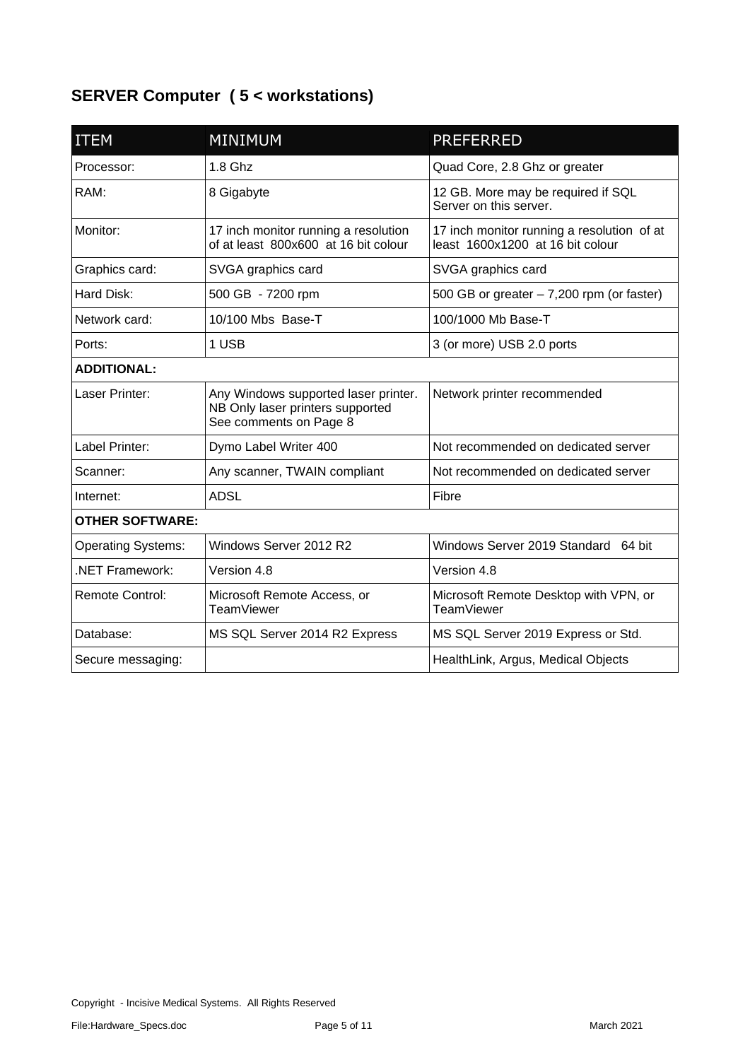## SERVER Computer  ( 5 < workstations)

| ITEM | MINIMUM | PREFERRED |
|---|---|---|
| Processor: | 1.8 Ghz | Quad Core, 2.8 Ghz or greater |
| RAM: | 8 Gigabyte | 12 GB. More may be required if SQL Server on this server. |
| Monitor: | 17 inch monitor running a resolution of at least 800x600 at 16 bit colour | 17 inch monitor running a resolution of at least 1600x1200 at 16 bit colour |
| Graphics card: | SVGA graphics card | SVGA graphics card |
| Hard Disk: | 500 GB - 7200 rpm | 500 GB or greater – 7,200 rpm (or faster) |
| Network card: | 10/100 Mbs Base-T | 100/1000 Mb Base-T |
| Ports: | 1 USB | 3 (or more) USB 2.0 ports |
| **ADDITIONAL:** | | |
| Laser Printer: | Any Windows supported laser printer. NB Only laser printers supported See comments on Page 8 | Network printer recommended |
| Label Printer: | Dymo Label Writer 400 | Not recommended on dedicated server |
| Scanner: | Any scanner, TWAIN compliant | Not recommended on dedicated server |
| Internet: | ADSL | Fibre |
| **OTHER SOFTWARE:** | | |
| Operating Systems: | Windows Server 2012 R2 | Windows Server 2019 Standard 64 bit |
| .NET Framework: | Version 4.8 | Version 4.8 |
| Remote Control: | Microsoft Remote Access, or TeamViewer | Microsoft Remote Desktop with VPN, or TeamViewer |
| Database: | MS SQL Server 2014 R2 Express | MS SQL Server 2019 Express or Std. |
| Secure messaging: | | HealthLink, Argus, Medical Objects |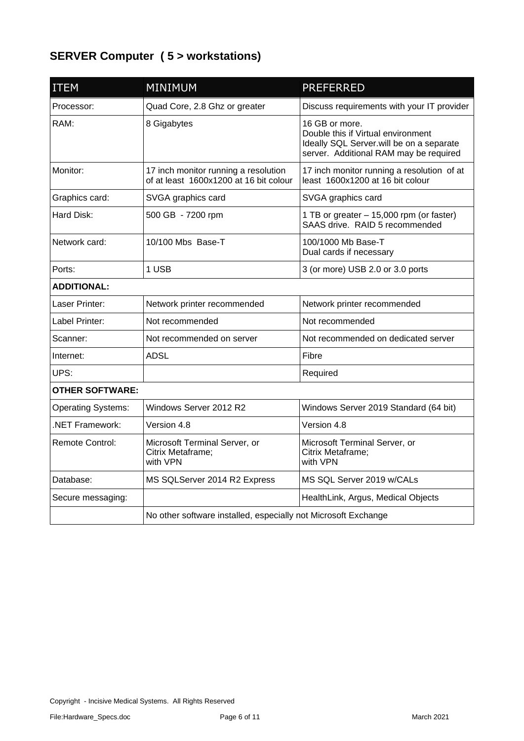## SERVER Computer ( 5 > workstations)

| ITEM | MINIMUM | PREFERRED |
|---|---|---|
| Processor: | Quad Core, 2.8 Ghz or greater | Discuss requirements with your IT provider |
| RAM: | 8 Gigabytes | 16 GB or more.<br>Double this if Virtual environment<br>Ideally SQL Server.will be on a separate server. Additional RAM may be required |
| Monitor: | 17 inch monitor running a resolution of at least 1600x1200 at 16 bit colour | 17 inch monitor running a resolution of at least 1600x1200 at 16 bit colour |
| Graphics card: | SVGA graphics card | SVGA graphics card |
| Hard Disk: | 500 GB - 7200 rpm | 1 TB or greater – 15,000 rpm (or faster) SAAS drive. RAID 5 recommended |
| Network card: | 10/100 Mbs Base-T | 100/1000 Mb Base-T<br>Dual cards if necessary |
| Ports: | 1 USB | 3 (or more) USB 2.0 or 3.0 ports |
| **ADDITIONAL:** | | |
| Laser Printer: | Network printer recommended | Network printer recommended |
| Label Printer: | Not recommended | Not recommended |
| Scanner: | Not recommended on server | Not recommended on dedicated server |
| Internet: | ADSL | Fibre |
| UPS: | | Required |
| **OTHER SOFTWARE:** | | |
| Operating Systems: | Windows Server 2012 R2 | Windows Server 2019 Standard (64 bit) |
| .NET Framework: | Version 4.8 | Version 4.8 |
| Remote Control: | Microsoft Terminal Server, or<br>Citrix Metaframe;<br>with VPN | Microsoft Terminal Server, or<br>Citrix Metaframe;<br>with VPN |
| Database: | MS SQLServer 2014 R2 Express | MS SQL Server 2019 w/CALs |
| Secure messaging: | | HealthLink, Argus, Medical Objects |
| | No other software installed, especially not Microsoft Exchange | |

Copyright - Incisive Medical Systems. All Rights Reserved

File:Hardware_Specs.doc March 2021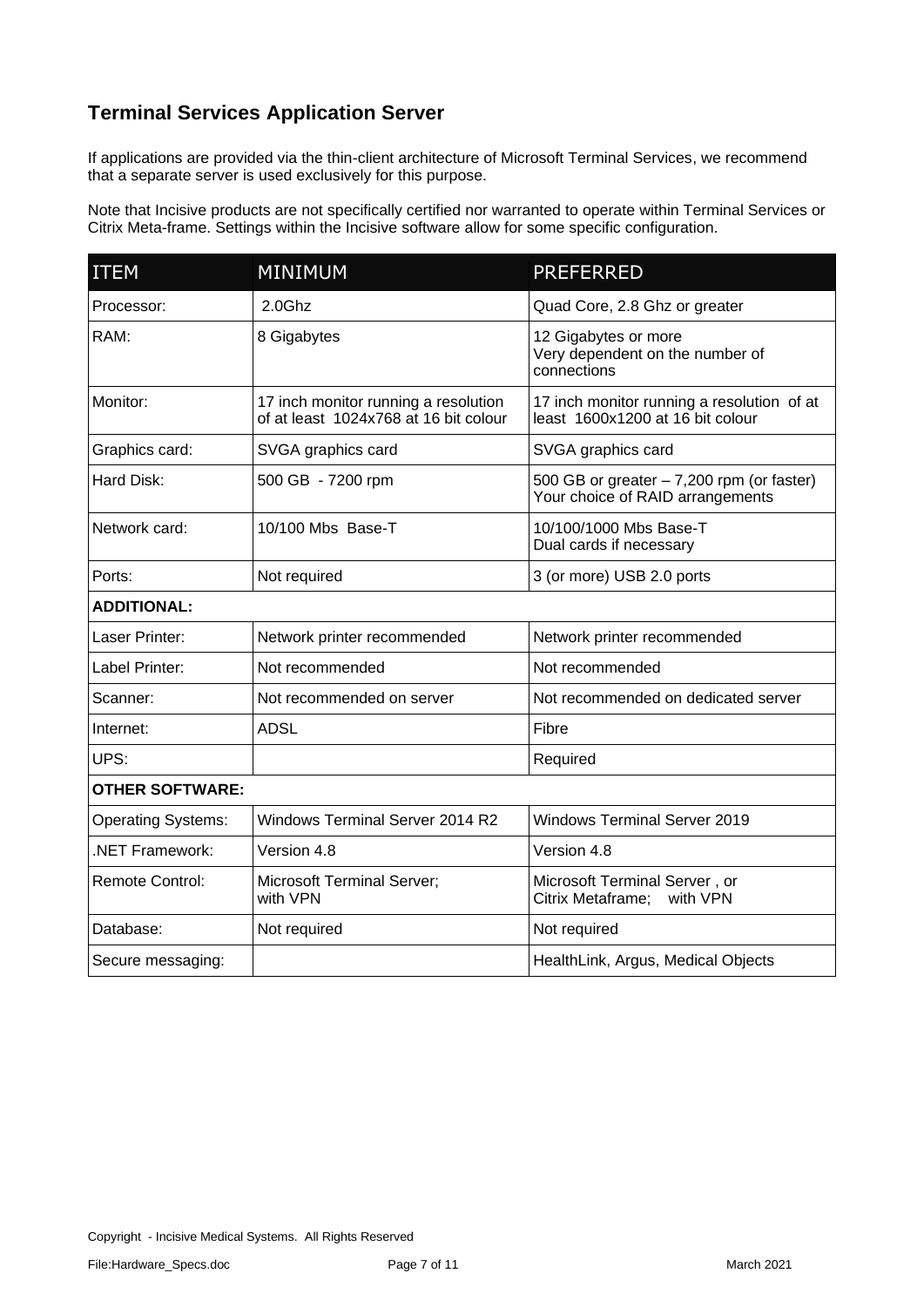## Terminal Services Application Server

If applications are provided via the thin-client architecture of Microsoft Terminal Services, we recommend that a separate server is used exclusively for this purpose.

Note that Incisive products are not specifically certified nor warranted to operate within Terminal Services or Citrix Meta-frame. Settings within the Incisive software allow for some specific configuration.

| ITEM | MINIMUM | PREFERRED |
|---|---|---|
| Processor: | 2.0Ghz | Quad Core, 2.8 Ghz or greater |
| RAM: | 8 Gigabytes | 12 Gigabytes or more<br>Very dependent on the number of connections |
| Monitor: | 17 inch monitor running a resolution of at least 1024x768 at 16 bit colour | 17 inch monitor running a resolution of at least 1600x1200 at 16 bit colour |
| Graphics card: | SVGA graphics card | SVGA graphics card |
| Hard Disk: | 500 GB - 7200 rpm | 500 GB or greater – 7,200 rpm (or faster)<br>Your choice of RAID arrangements |
| Network card: | 10/100 Mbs Base-T | 10/100/1000 Mbs Base-T<br>Dual cards if necessary |
| Ports: | Not required | 3 (or more) USB 2.0 ports |
| **ADDITIONAL:** | | |
| Laser Printer: | Network printer recommended | Network printer recommended |
| Label Printer: | Not recommended | Not recommended |
| Scanner: | Not recommended on server | Not recommended on dedicated server |
| Internet: | ADSL | Fibre |
| UPS: | | Required |
| **OTHER SOFTWARE:** | | |
| Operating Systems: | Windows Terminal Server 2014 R2 | Windows Terminal Server 2019 |
| .NET Framework: | Version 4.8 | Version 4.8 |
| Remote Control: | Microsoft Terminal Server;<br>with VPN | Microsoft Terminal Server , or<br>Citrix Metaframe; with VPN |
| Database: | Not required | Not required |
| Secure messaging: | | HealthLink, Argus, Medical Objects |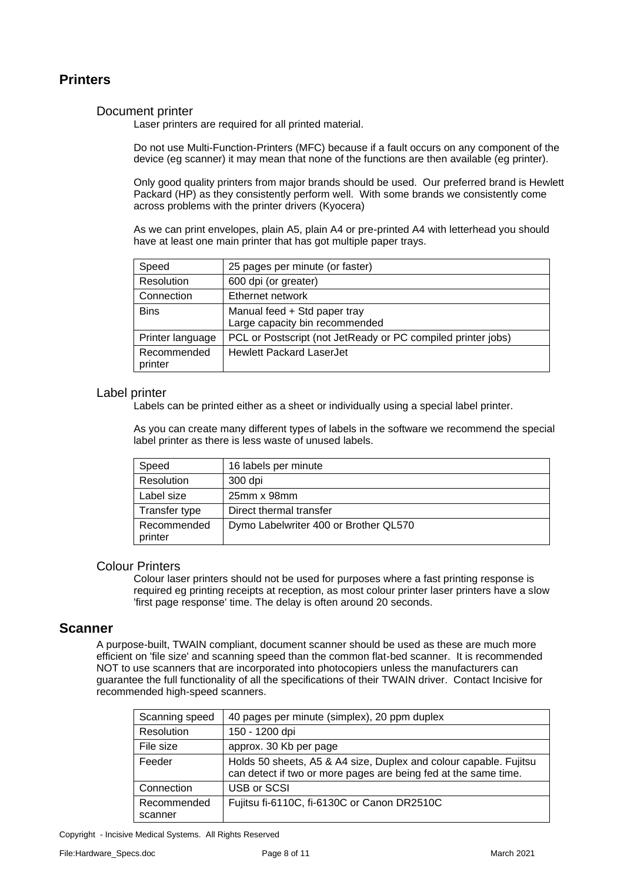## Printers

### Document printer

Laser printers are required for all printed material.

Do not use Multi-Function-Printers (MFC) because if a fault occurs on any component of the device (eg scanner) it may mean that none of the functions are then available (eg printer).

Only good quality printers from major brands should be used. Our preferred brand is Hewlett Packard (HP) as they consistently perform well. With some brands we consistently come across problems with the printer drivers (Kyocera)

As we can print envelopes, plain A5, plain A4 or pre-printed A4 with letterhead you should have at least one main printer that has got multiple paper trays.

| | |
|---|---|
| Speed | 25 pages per minute (or faster) |
| Resolution | 600 dpi (or greater) |
| Connection | Ethernet network |
| Bins | Manual feed + Std paper tray<br>Large capacity bin recommended |
| Printer language | PCL or Postscript (not JetReady or PC compiled printer jobs) |
| Recommended printer | Hewlett Packard LaserJet |

### Label printer

Labels can be printed either as a sheet or individually using a special label printer.

As you can create many different types of labels in the software we recommend the special label printer as there is less waste of unused labels.

| | |
|---|---|
| Speed | 16 labels per minute |
| Resolution | 300 dpi |
| Label size | 25mm x 98mm |
| Transfer type | Direct thermal transfer |
| Recommended printer | Dymo Labelwriter 400 or Brother QL570 |

### Colour Printers

Colour laser printers should not be used for purposes where a fast printing response is required eg printing receipts at reception, as most colour printer laser printers have a slow 'first page response' time. The delay is often around 20 seconds.

## Scanner

A purpose-built, TWAIN compliant, document scanner should be used as these are much more efficient on 'file size' and scanning speed than the common flat-bed scanner. It is recommended NOT to use scanners that are incorporated into photocopiers unless the manufacturers can guarantee the full functionality of all the specifications of their TWAIN driver. Contact Incisive for recommended high-speed scanners.

| | |
|---|---|
| Scanning speed | 40 pages per minute (simplex), 20 ppm duplex |
| Resolution | 150 - 1200 dpi |
| File size | approx. 30 Kb per page |
| Feeder | Holds 50 sheets, A5 & A4 size, Duplex and colour capable. Fujitsu can detect if two or more pages are being fed at the same time. |
| Connection | USB or SCSI |
| Recommended scanner | Fujitsu fi-6110C, fi-6130C or Canon DR2510C |

Copyright - Incisive Medical Systems. All Rights Reserved

File:Hardware_Specs.doc March 2021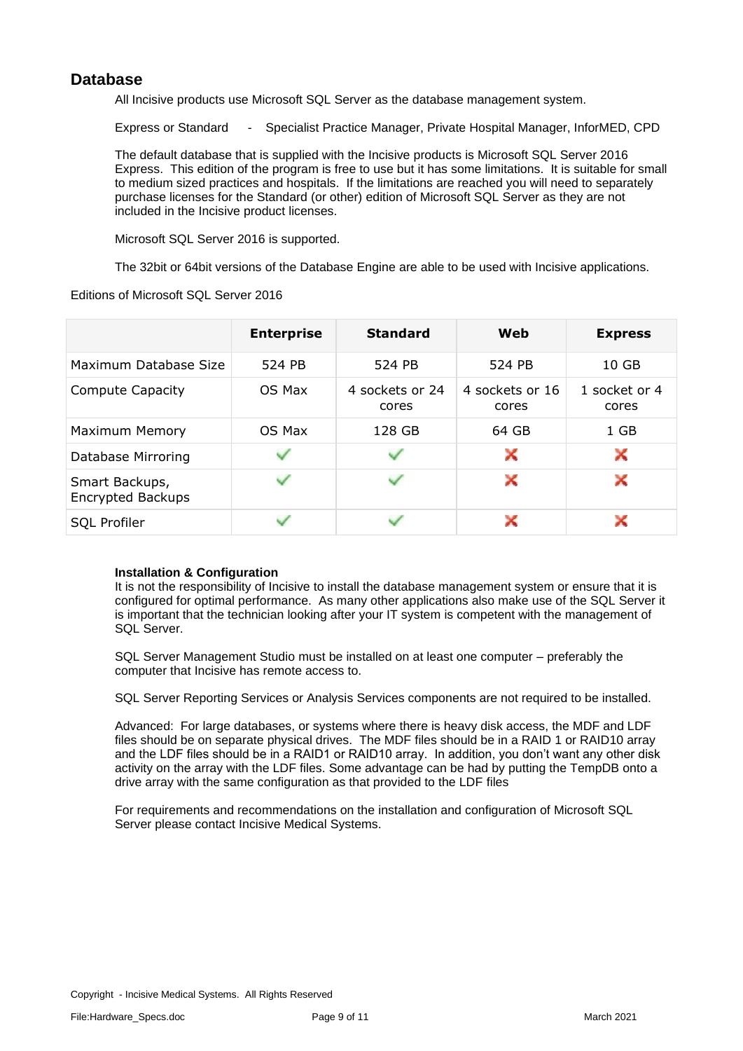## Database

All Incisive products use Microsoft SQL Server as the database management system.

Express or Standard - Specialist Practice Manager, Private Hospital Manager, InforMED, CPD

The default database that is supplied with the Incisive products is Microsoft SQL Server 2016 Express. This edition of the program is free to use but it has some limitations. It is suitable for small to medium sized practices and hospitals. If the limitations are reached you will need to separately purchase licenses for the Standard (or other) edition of Microsoft SQL Server as they are not included in the Incisive product licenses.

Microsoft SQL Server 2016 is supported.

The 32bit or 64bit versions of the Database Engine are able to be used with Incisive applications.

Editions of Microsoft SQL Server 2016

| | **Enterprise** | **Standard** | **Web** | **Express** |
|---|---|---|---|---|
| Maximum Database Size | 524 PB | 524 PB | 524 PB | 10 GB |
| Compute Capacity | OS Max | 4 sockets or 24 cores | 4 sockets or 16 cores | 1 socket or 4 cores |
| Maximum Memory | OS Max | 128 GB | 64 GB | 1 GB |
| Database Mirroring | ✓ | ✓ | ✗ | ✗ |
| Smart Backups, Encrypted Backups | ✓ | ✓ | ✗ | ✗ |
| SQL Profiler | ✓ | ✓ | ✗ | ✗ |

**Installation & Configuration**

It is not the responsibility of Incisive to install the database management system or ensure that it is configured for optimal performance. As many other applications also make use of the SQL Server it is important that the technician looking after your IT system is competent with the management of SQL Server.

SQL Server Management Studio must be installed on at least one computer – preferably the computer that Incisive has remote access to.

SQL Server Reporting Services or Analysis Services components are not required to be installed.

Advanced: For large databases, or systems where there is heavy disk access, the MDF and LDF files should be on separate physical drives. The MDF files should be in a RAID 1 or RAID10 array and the LDF files should be in a RAID1 or RAID10 array. In addition, you don't want any other disk activity on the array with the LDF files. Some advantage can be had by putting the TempDB onto a drive array with the same configuration as that provided to the LDF files

For requirements and recommendations on the installation and configuration of Microsoft SQL Server please contact Incisive Medical Systems.

Copyright - Incisive Medical Systems. All Rights Reserved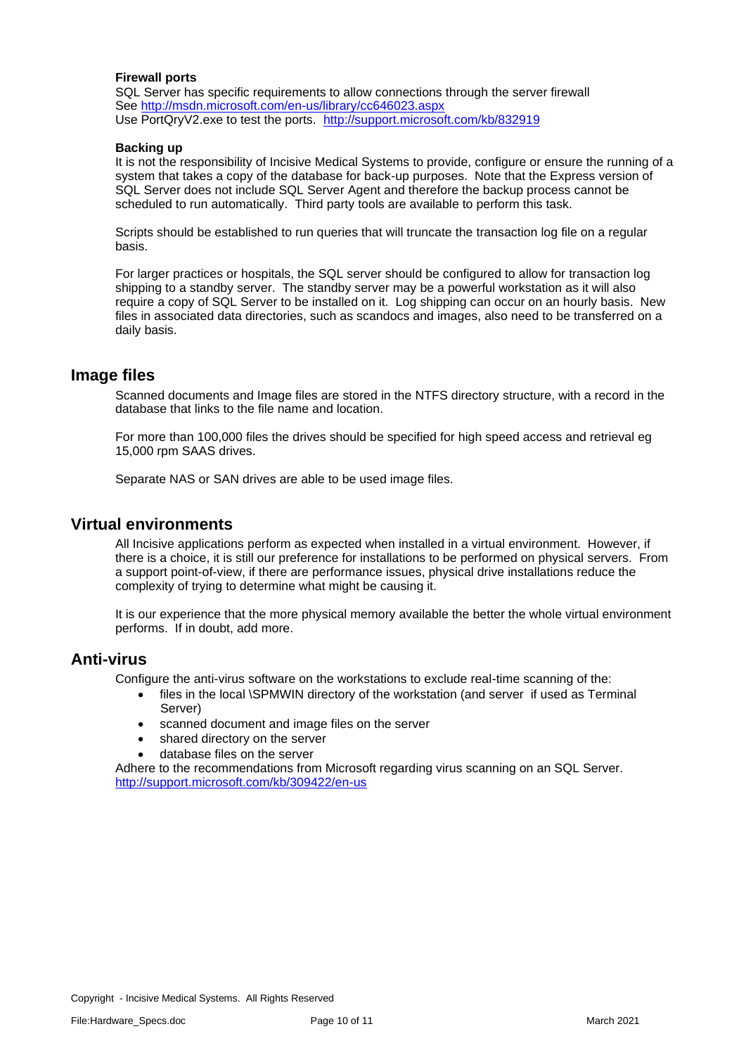**Firewall ports**

SQL Server has specific requirements to allow connections through the server firewall
See http://msdn.microsoft.com/en-us/library/cc646023.aspx
Use PortQryV2.exe to test the ports. http://support.microsoft.com/kb/832919

**Backing up**

It is not the responsibility of Incisive Medical Systems to provide, configure or ensure the running of a system that takes a copy of the database for back-up purposes. Note that the Express version of SQL Server does not include SQL Server Agent and therefore the backup process cannot be scheduled to run automatically. Third party tools are available to perform this task.

Scripts should be established to run queries that will truncate the transaction log file on a regular basis.

For larger practices or hospitals, the SQL server should be configured to allow for transaction log shipping to a standby server. The standby server may be a powerful workstation as it will also require a copy of SQL Server to be installed on it. Log shipping can occur on an hourly basis. New files in associated data directories, such as scandocs and images, also need to be transferred on a daily basis.

## Image files

Scanned documents and Image files are stored in the NTFS directory structure, with a record in the database that links to the file name and location.

For more than 100,000 files the drives should be specified for high speed access and retrieval eg 15,000 rpm SAAS drives.

Separate NAS or SAN drives are able to be used image files.

## Virtual environments

All Incisive applications perform as expected when installed in a virtual environment. However, if there is a choice, it is still our preference for installations to be performed on physical servers. From a support point-of-view, if there are performance issues, physical drive installations reduce the complexity of trying to determine what might be causing it.

It is our experience that the more physical memory available the better the whole virtual environment performs. If in doubt, add more.

## Anti-virus

Configure the anti-virus software on the workstations to exclude real-time scanning of the:

- files in the local \SPMWIN directory of the workstation (and server if used as Terminal Server)
- scanned document and image files on the server
- shared directory on the server
- database files on the server

Adhere to the recommendations from Microsoft regarding virus scanning on an SQL Server.
http://support.microsoft.com/kb/309422/en-us

Copyright - Incisive Medical Systems. All Rights Reserved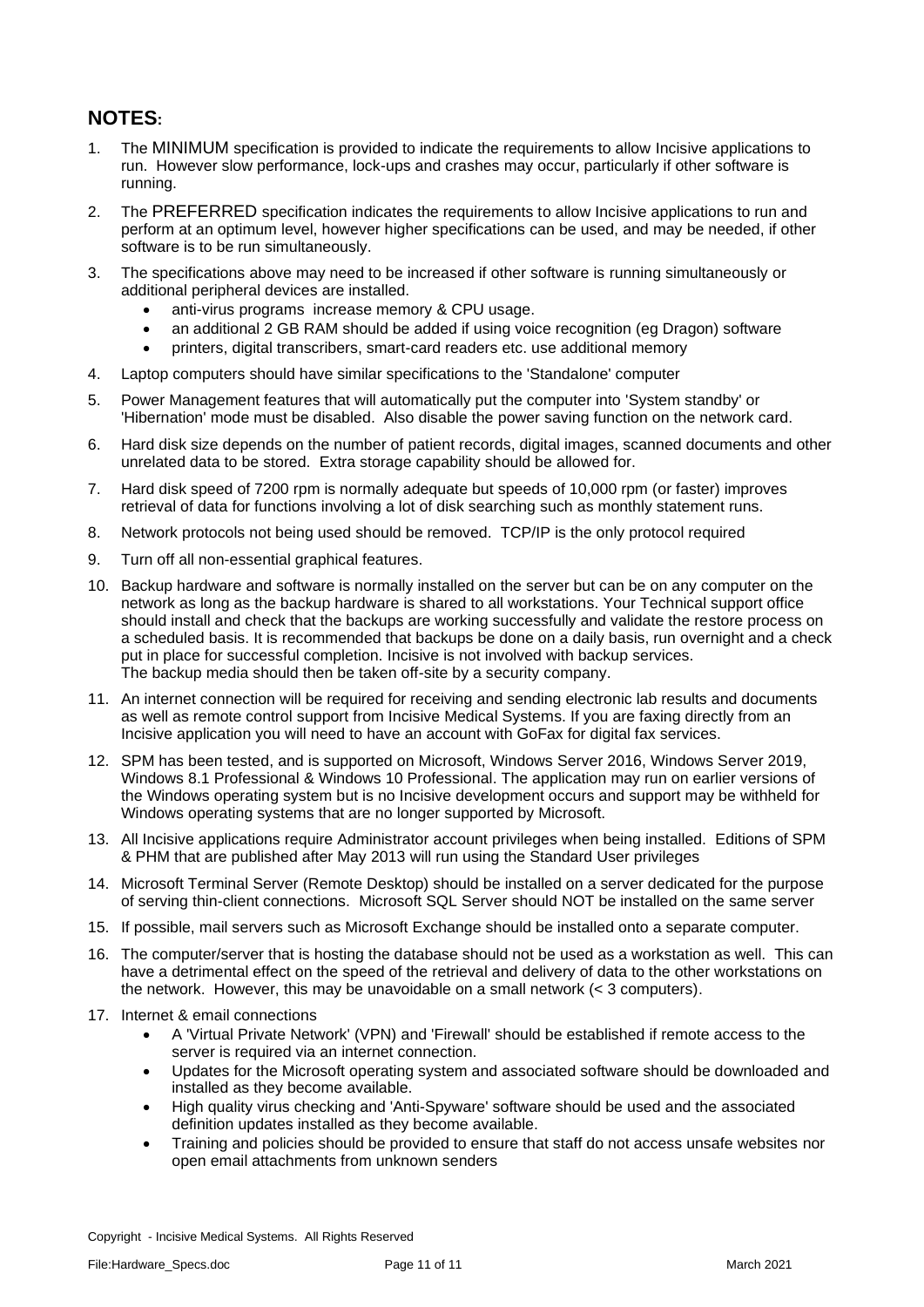## NOTES:

1. The MINIMUM specification is provided to indicate the requirements to allow Incisive applications to run. However slow performance, lock-ups and crashes may occur, particularly if other software is running.
2. The PREFERRED specification indicates the requirements to allow Incisive applications to run and perform at an optimum level, however higher specifications can be used, and may be needed, if other software is to be run simultaneously.
3. The specifications above may need to be increased if other software is running simultaneously or additional peripheral devices are installed.
   - anti-virus programs increase memory & CPU usage.
   - an additional 2 GB RAM should be added if using voice recognition (eg Dragon) software
   - printers, digital transcribers, smart-card readers etc. use additional memory
4. Laptop computers should have similar specifications to the 'Standalone' computer
5. Power Management features that will automatically put the computer into 'System standby' or 'Hibernation' mode must be disabled. Also disable the power saving function on the network card.
6. Hard disk size depends on the number of patient records, digital images, scanned documents and other unrelated data to be stored. Extra storage capability should be allowed for.
7. Hard disk speed of 7200 rpm is normally adequate but speeds of 10,000 rpm (or faster) improves retrieval of data for functions involving a lot of disk searching such as monthly statement runs.
8. Network protocols not being used should be removed. TCP/IP is the only protocol required
9. Turn off all non-essential graphical features.
10. Backup hardware and software is normally installed on the server but can be on any computer on the network as long as the backup hardware is shared to all workstations. Your Technical support office should install and check that the backups are working successfully and validate the restore process on a scheduled basis. It is recommended that backups be done on a daily basis, run overnight and a check put in place for successful completion. Incisive is not involved with backup services.
    The backup media should then be taken off-site by a security company.
11. An internet connection will be required for receiving and sending electronic lab results and documents as well as remote control support from Incisive Medical Systems. If you are faxing directly from an Incisive application you will need to have an account with GoFax for digital fax services.
12. SPM has been tested, and is supported on Microsoft, Windows Server 2016, Windows Server 2019, Windows 8.1 Professional & Windows 10 Professional. The application may run on earlier versions of the Windows operating system but is no Incisive development occurs and support may be withheld for Windows operating systems that are no longer supported by Microsoft.
13. All Incisive applications require Administrator account privileges when being installed. Editions of SPM & PHM that are published after May 2013 will run using the Standard User privileges
14. Microsoft Terminal Server (Remote Desktop) should be installed on a server dedicated for the purpose of serving thin-client connections. Microsoft SQL Server should NOT be installed on the same server
15. If possible, mail servers such as Microsoft Exchange should be installed onto a separate computer.
16. The computer/server that is hosting the database should not be used as a workstation as well. This can have a detrimental effect on the speed of the retrieval and delivery of data to the other workstations on the network. However, this may be unavoidable on a small network (< 3 computers).
17. Internet & email connections
    - A 'Virtual Private Network' (VPN) and 'Firewall' should be established if remote access to the server is required via an internet connection.
    - Updates for the Microsoft operating system and associated software should be downloaded and installed as they become available.
    - High quality virus checking and 'Anti-Spyware' software should be used and the associated definition updates installed as they become available.
    - Training and policies should be provided to ensure that staff do not access unsafe websites nor open email attachments from unknown senders

Copyright - Incisive Medical Systems. All Rights Reserved